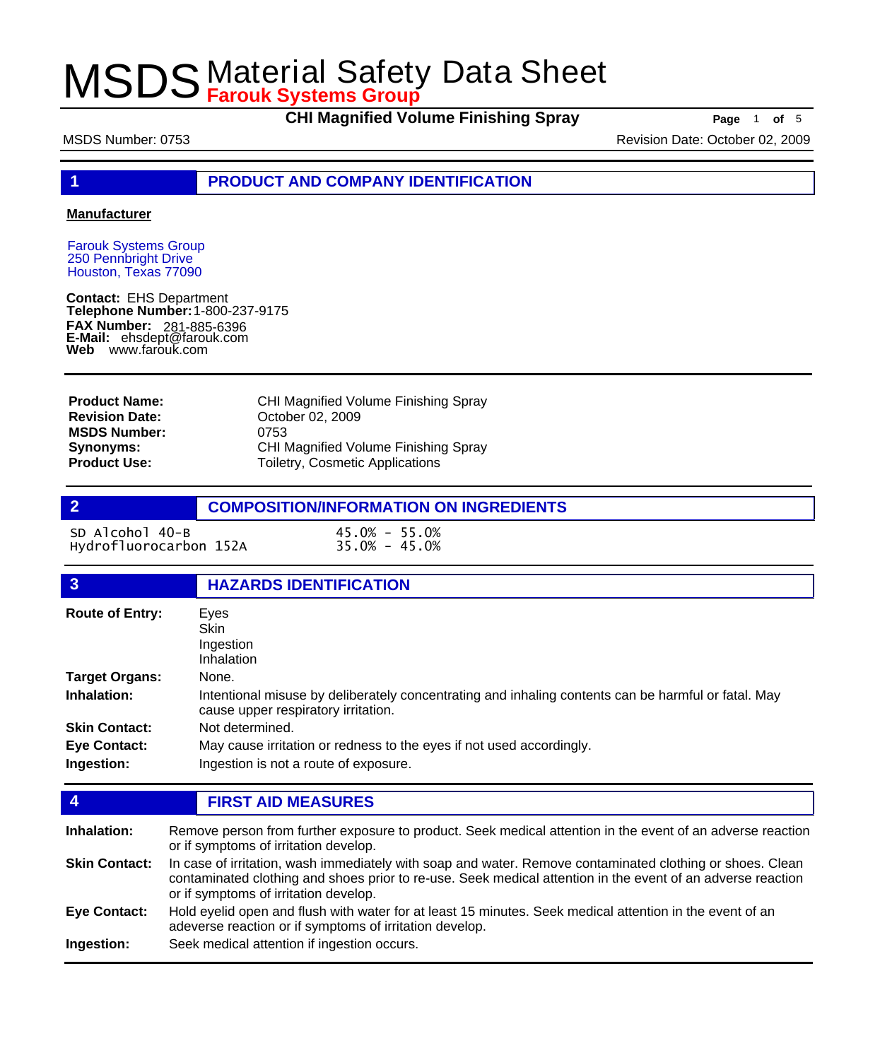# MSDS Material Safety Data Sheet

**Farouk Systems Group**

**CHI Magnified Volume Finishing Spray**

MSDS Number: 0753

Revision Date: October 02, 2009

## 1 PRODUCT AND COMPANY IDENTIFICATION

**Manufacturer**

Farouk Systems Group
250 Pennbright Drive
Houston, Texas 77090

**Contact:** EHS Department
**Telephone Number:** 1-800-237-9175
**FAX Number:** 281-885-6396
**E-Mail:** ehsdept@farouk.com
**Web** www.farouk.com

| | |
|---|---|
| **Product Name:** | CHI Magnified Volume Finishing Spray |
| **Revision Date:** | October 02, 2009 |
| **MSDS Number:** | 0753 |
| **Synonyms:** | CHI Magnified Volume Finishing Spray |
| **Product Use:** | Toiletry, Cosmetic Applications |

## 2 COMPOSITION/INFORMATION ON INGREDIENTS

| | |
|---|---|
| SD Alcohol 40-B | 45.0% - 55.0% |
| Hydrofluorocarbon 152A | 35.0% - 45.0% |

## 3 HAZARDS IDENTIFICATION

**Route of Entry:** Eyes
Skin
Ingestion
Inhalation

**Target Organs:** None.

**Inhalation:** Intentional misuse by deliberately concentrating and inhaling contents can be harmful or fatal. May cause upper respiratory irritation.

**Skin Contact:** Not determined.

**Eye Contact:** May cause irritation or redness to the eyes if not used accordingly.

**Ingestion:** Ingestion is not a route of exposure.

## 4 FIRST AID MEASURES

**Inhalation:** Remove person from further exposure to product. Seek medical attention in the event of an adverse reaction or if symptoms of irritation develop.

**Skin Contact:** In case of irritation, wash immediately with soap and water. Remove contaminated clothing or shoes. Clean contaminated clothing and shoes prior to re-use. Seek medical attention in the event of an adverse reaction or if symptoms of irritation develop.

**Eye Contact:** Hold eyelid open and flush with water for at least 15 minutes. Seek medical attention in the event of an adeverse reaction or if symptoms of irritation develop.

**Ingestion:** Seek medical attention if ingestion occurs.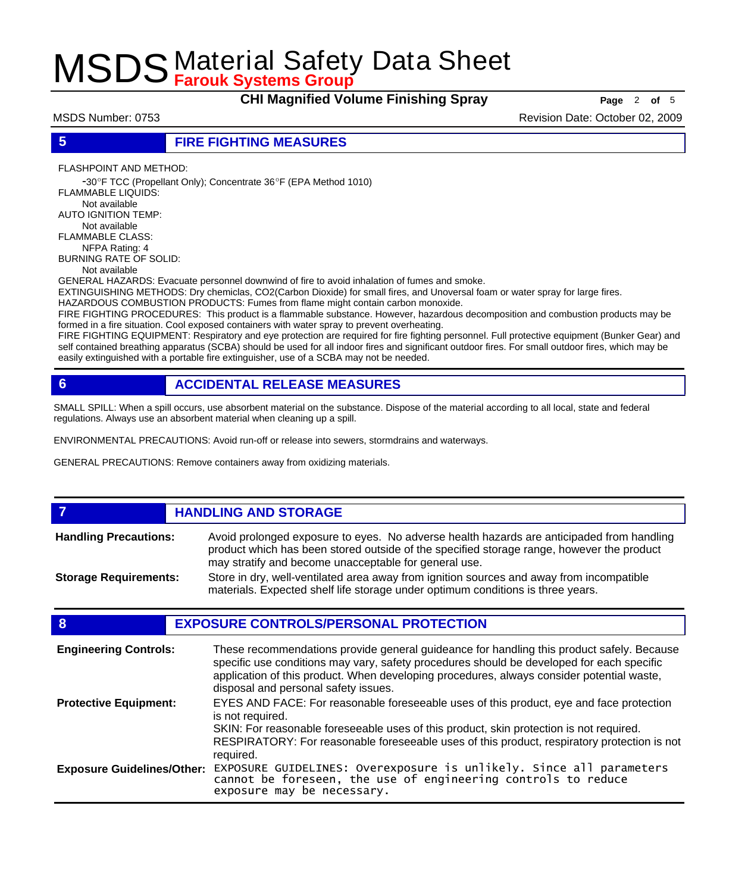## 5 FIRE FIGHTING MEASURES

FLASHPOINT AND METHOD:
-30°F TCC (Propellant Only); Concentrate 36°F (EPA Method 1010)

FLAMMABLE LIQUIDS:
Not available

AUTO IGNITION TEMP:
Not available

FLAMMABLE CLASS:
NFPA Rating: 4

BURNING RATE OF SOLID:
Not available

GENERAL HAZARDS: Evacuate personnel downwind of fire to avoid inhalation of fumes and smoke.

EXTINGUISHING METHODS: Dry chemiclas, CO2(Carbon Dioxide) for small fires, and Unoversal foam or water spray for large fires.

HAZARDOUS COMBUSTION PRODUCTS: Fumes from flame might contain carbon monoxide.

FIRE FIGHTING PROCEDURES: This product is a flammable substance. However, hazardous decomposition and combustion products may be formed in a fire situation. Cool exposed containers with water spray to prevent overheating.

FIRE FIGHTING EQUIPMENT: Respiratory and eye protection are required for fire fighting personnel. Full protective equipment (Bunker Gear) and self contained breathing apparatus (SCBA) should be used for all indoor fires and significant outdoor fires. For small outdoor fires, which may be easily extinguished with a portable fire extinguisher, use of a SCBA may not be needed.

## 6 ACCIDENTAL RELEASE MEASURES

SMALL SPILL: When a spill occurs, use absorbent material on the substance. Dispose of the material according to all local, state and federal regulations. Always use an absorbent material when cleaning up a spill.

ENVIRONMENTAL PRECAUTIONS: Avoid run-off or release into sewers, stormdrains and waterways.

GENERAL PRECAUTIONS: Remove containers away from oxidizing materials.

## 7 HANDLING AND STORAGE

**Handling Precautions:** Avoid prolonged exposure to eyes. No adverse health hazards are anticipaded from handling product which has been stored outside of the specified storage range, however the product may stratify and become unacceptable for general use.

**Storage Requirements:** Store in dry, well-ventilated area away from ignition sources and away from incompatible materials. Expected shelf life storage under optimum conditions is three years.

## 8 EXPOSURE CONTROLS/PERSONAL PROTECTION

**Engineering Controls:** These recommendations provide general guideance for handling this product safely. Because specific use conditions may vary, safety procedures should be developed for each specific application of this product. When developing procedures, always consider potential waste, disposal and personal safety issues.

**Protective Equipment:** EYES AND FACE: For reasonable foreseeable uses of this product, eye and face protection is not required.
SKIN: For reasonable foreseeable uses of this product, skin protection is not required.
RESPIRATORY: For reasonable foreseeable uses of this product, respiratory protection is not required.

**Exposure Guidelines/Other:** EXPOSURE GUIDELINES: Overexposure is unlikely. Since all parameters cannot be foreseen, the use of engineering controls to reduce exposure may be necessary.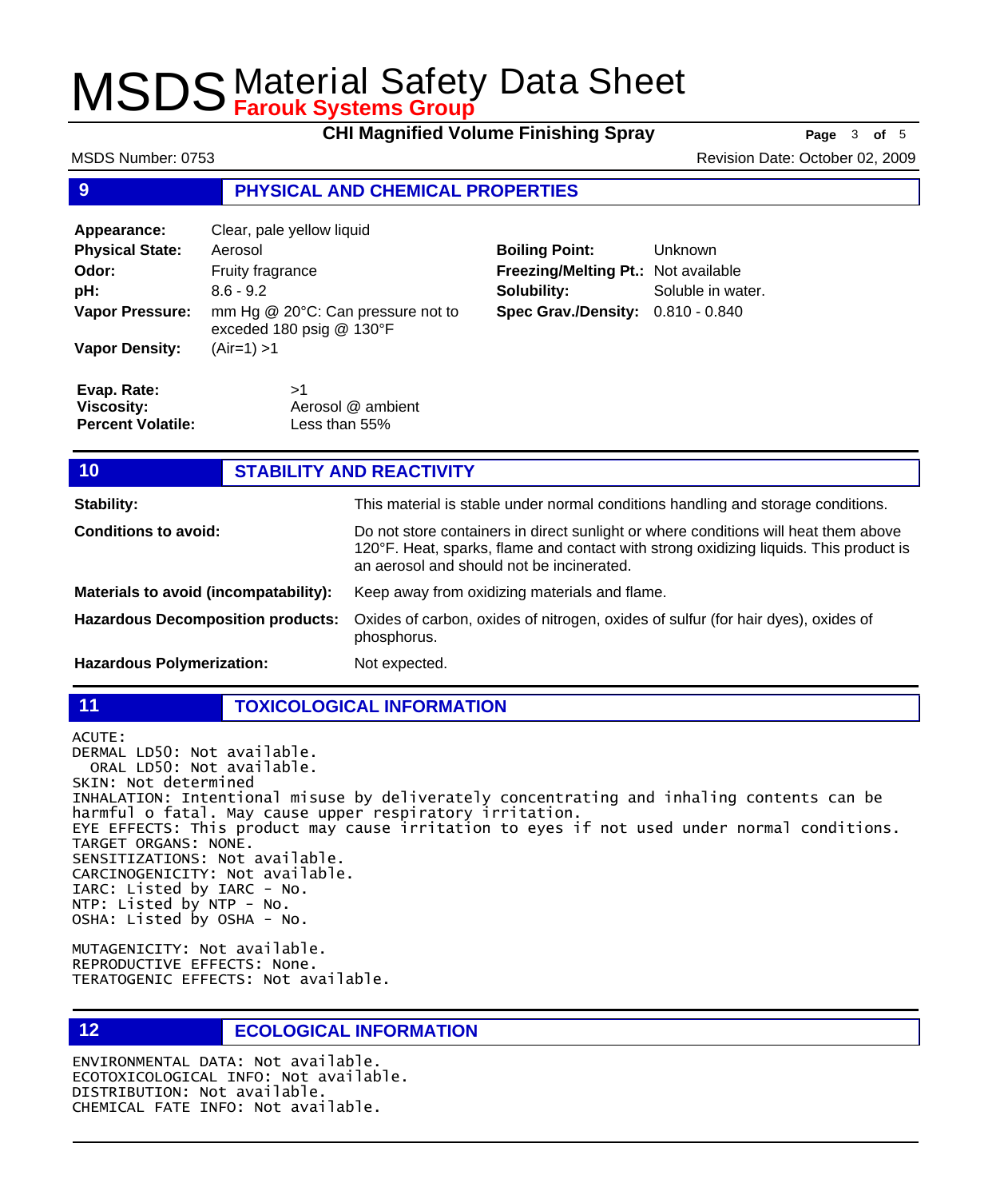## 9 PHYSICAL AND CHEMICAL PROPERTIES

| | | | |
|---|---|---|---|
| **Appearance:** | Clear, pale yellow liquid | | |
| **Physical State:** | Aerosol | **Boiling Point:** | Unknown |
| **Odor:** | Fruity fragrance | **Freezing/Melting Pt.:** | Not available |
| **pH:** | 8.6 - 9.2 | **Solubility:** | Soluble in water. |
| **Vapor Pressure:** | mm Hg @ 20°C: Can pressure not to exceded 180 psig @ 130°F | **Spec Grav./Density:** | 0.810 - 0.840 |
| **Vapor Density:** | (Air=1) >1 | | |

**Evap. Rate:** >1
**Viscosity:** Aerosol @ ambient
**Percent Volatile:** Less than 55%

## 10 STABILITY AND REACTIVITY

**Stability:** This material is stable under normal conditions handling and storage conditions.

**Conditions to avoid:** Do not store containers in direct sunlight or where conditions will heat them above 120°F. Heat, sparks, flame and contact with strong oxidizing liquids. This product is an aerosol and should not be incinerated.

**Materials to avoid (incompatability):** Keep away from oxidizing materials and flame.

**Hazardous Decomposition products:** Oxides of carbon, oxides of nitrogen, oxides of sulfur (for hair dyes), oxides of phosphorus.

**Hazardous Polymerization:** Not expected.

## 11 TOXICOLOGICAL INFORMATION

ACUTE:
DERMAL LD50: Not available.
ORAL LD50: Not available.
SKIN: Not determined
INHALATION: Intentional misuse by deliverately concentrating and inhaling contents can be harmful o fatal. May cause upper respiratory irritation.
EYE EFFECTS: This product may cause irritation to eyes if not used under normal conditions.
TARGET ORGANS: NONE.
SENSITIZATIONS: Not available.
CARCINOGENICITY: Not available.
IARC: Listed by IARC - No.
NTP: Listed by NTP - No.
OSHA: Listed by OSHA - No.

MUTAGENICITY: Not available.
REPRODUCTIVE EFFECTS: None.
TERATOGENIC EFFECTS: Not available.

## 12 ECOLOGICAL INFORMATION

ENVIRONMENTAL DATA: Not available.
ECOTOXICOLOGICAL INFO: Not available.
DISTRIBUTION: Not available.
CHEMICAL FATE INFO: Not available.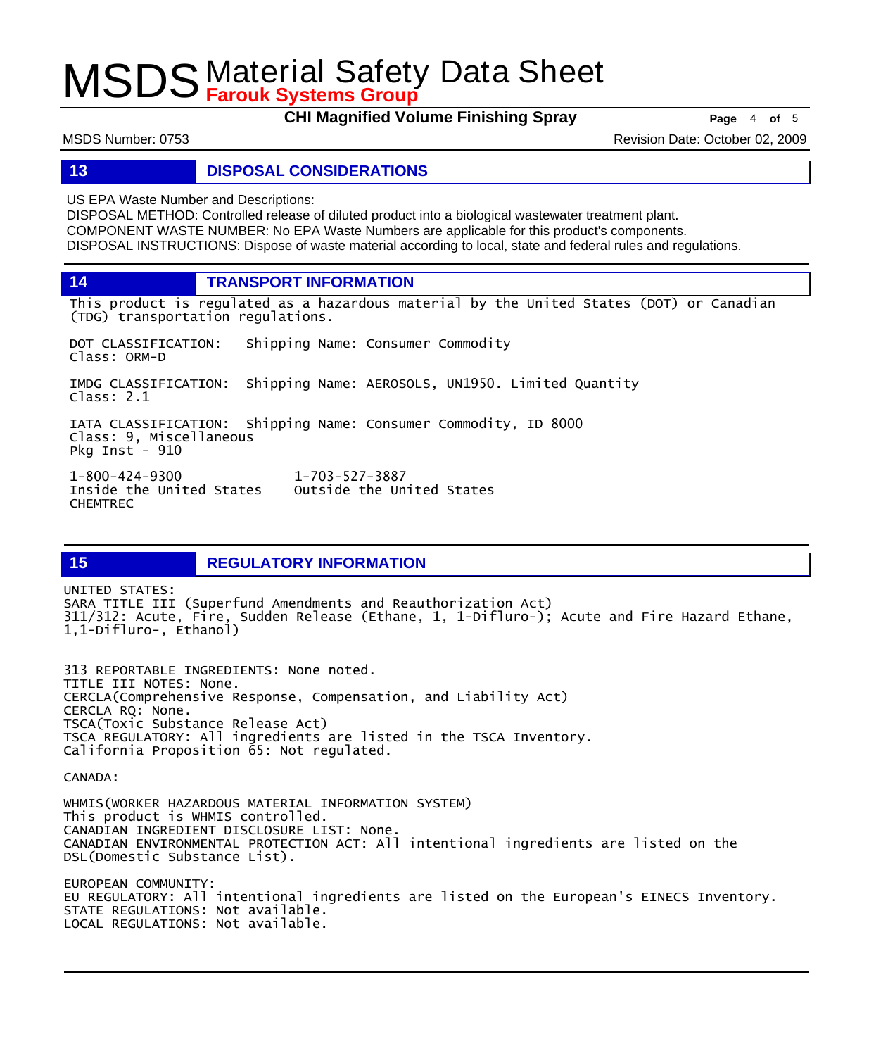## 13 DISPOSAL CONSIDERATIONS

US EPA Waste Number and Descriptions:
DISPOSAL METHOD: Controlled release of diluted product into a biological wastewater treatment plant.
COMPONENT WASTE NUMBER: No EPA Waste Numbers are applicable for this product's components.
DISPOSAL INSTRUCTIONS: Dispose of waste material according to local, state and federal rules and regulations.

## 14 TRANSPORT INFORMATION

This product is regulated as a hazardous material by the United States (DOT) or Canadian (TDG) transportation regulations.

DOT CLASSIFICATION: Shipping Name: Consumer Commodity
Class: ORM-D

IMDG CLASSIFICATION: Shipping Name: AEROSOLS, UN1950. Limited Quantity
Class: 2.1

IATA CLASSIFICATION: Shipping Name: Consumer Commodity, ID 8000
Class: 9, Miscellaneous
Pkg Inst - 910

| 1-800-424-9300 | 1-703-527-3887 |
|---|---|
| Inside the United States | Outside the United States |
| CHEMTREC | |

## 15 REGULATORY INFORMATION

UNITED STATES:
SARA TITLE III (Superfund Amendments and Reauthorization Act)
311/312: Acute, Fire, Sudden Release (Ethane, 1, 1-Difluro-); Acute and Fire Hazard Ethane, 1,1-Difluro-, Ethanol)

313 REPORTABLE INGREDIENTS: None noted.
TITLE III NOTES: None.
CERCLA(Comprehensive Response, Compensation, and Liability Act)
CERCLA RQ: None.
TSCA(Toxic Substance Release Act)
TSCA REGULATORY: All ingredients are listed in the TSCA Inventory.
California Proposition 65: Not regulated.

CANADA:

WHMIS(WORKER HAZARDOUS MATERIAL INFORMATION SYSTEM)
This product is WHMIS controlled.
CANADIAN INGREDIENT DISCLOSURE LIST: None.
CANADIAN ENVIRONMENTAL PROTECTION ACT: All intentional ingredients are listed on the DSL(Domestic Substance List).

EUROPEAN COMMUNITY:
EU REGULATORY: All intentional ingredients are listed on the European's EINECS Inventory.
STATE REGULATIONS: Not available.
LOCAL REGULATIONS: Not available.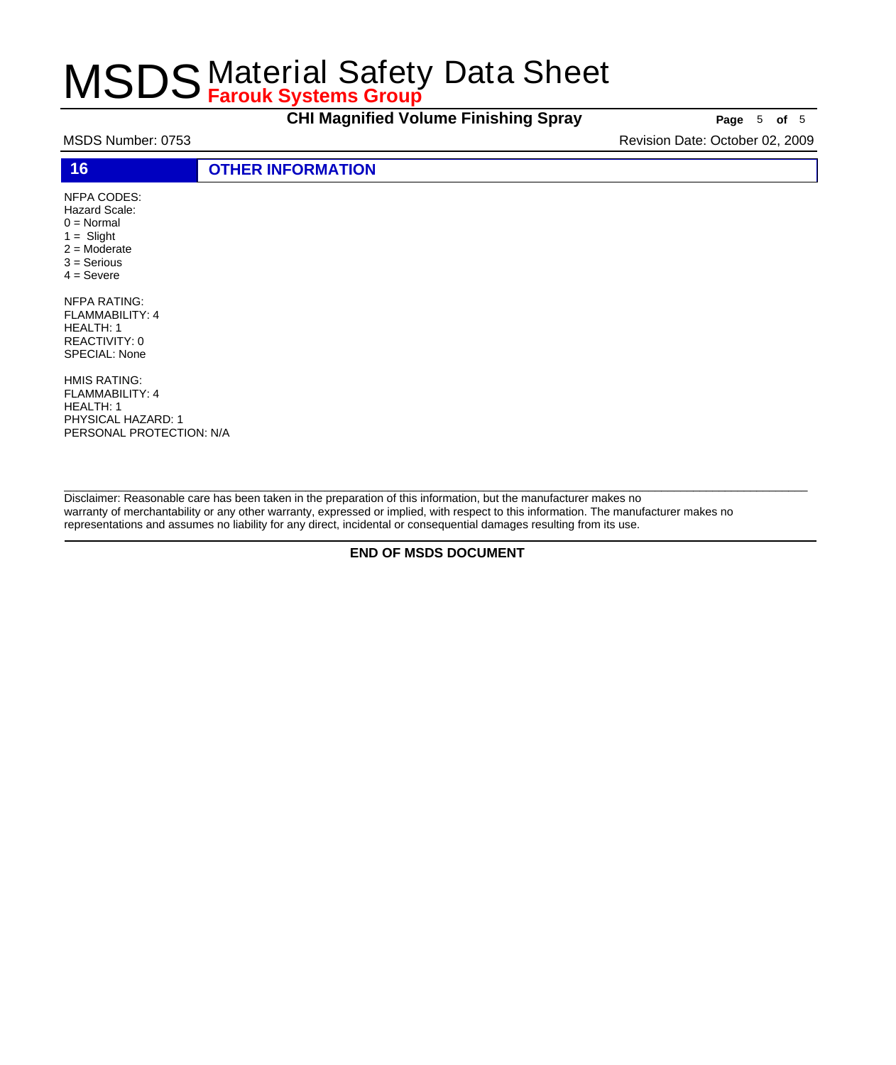## 16 OTHER INFORMATION

NFPA CODES:
Hazard Scale:
0 = Normal
1 = Slight
2 = Moderate
3 = Serious
4 = Severe

NFPA RATING:
FLAMMABILITY: 4
HEALTH: 1
REACTIVITY: 0
SPECIAL: None

HMIS RATING:
FLAMMABILITY: 4
HEALTH: 1
PHYSICAL HAZARD: 1
PERSONAL PROTECTION: N/A

---

Disclaimer: Reasonable care has been taken in the preparation of this information, but the manufacturer makes no warranty of merchantability or any other warranty, expressed or implied, with respect to this information. The manufacturer makes no representations and assumes no liability for any direct, incidental or consequential damages resulting from its use.

---

**END OF MSDS DOCUMENT**